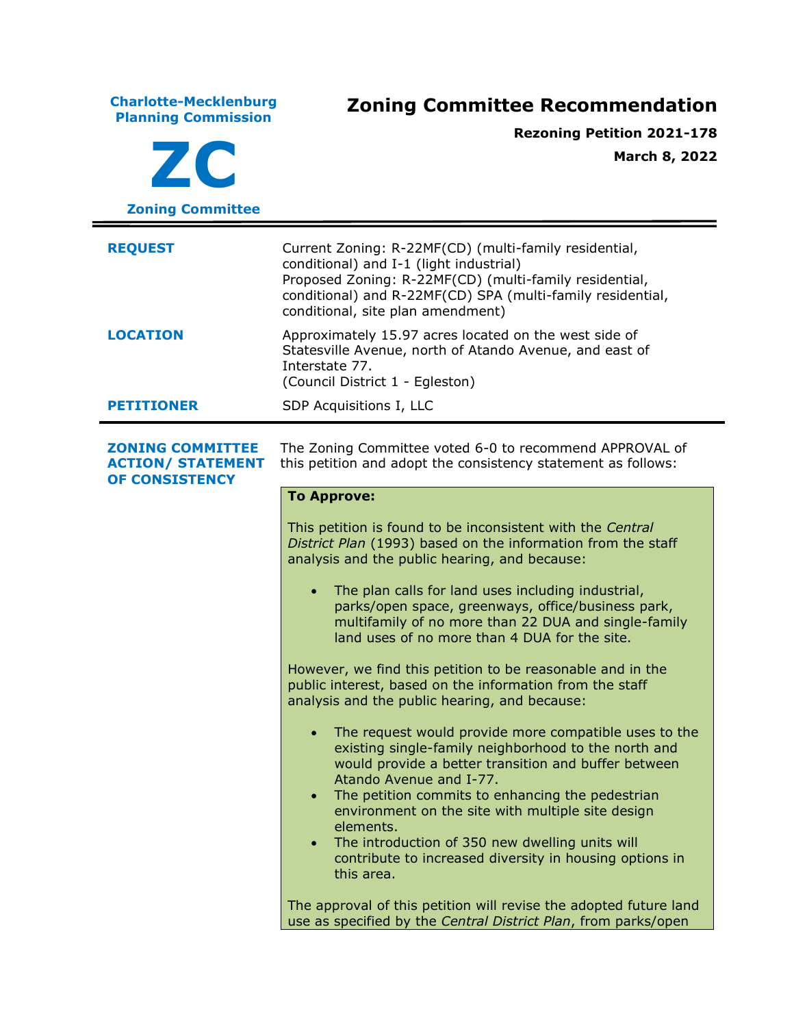Charlote-Mecklenburg Planning Commission

**ZC**

**Zoning Committee**

# Zoning Committee Recommendation

**Rezoning Petition 2021-178**

**March 8, 2022**

| | |
|---|---|
| **REQUEST** | Current Zoning: R-22MF(CD) (multi-family residential, conditional) and I-1 (light industrial)<br>Proposed Zoning: R-22MF(CD) (multi-family residential, conditional) and R-22MF(CD) SPA (multi-family residential, conditional, site plan amendment) |
| **LOCATION** | Approximately 15.97 acres located on the west side of Statesville Avenue, north of Atando Avenue, and east of Interstate 77.<br>(Council District 1 - Egleston) |
| **PETITIONER** | SDP Acquisitions I, LLC |

**ZONING COMMITTEE ACTION/ STATEMENT OF CONSISTENCY**

The Zoning Committee voted 6-0 to recommend APPROVAL of this petition and adopt the consistency statement as follows:

**To Approve:**

This petition is found to be inconsistent with the *Central District Plan* (1993) based on the information from the staff analysis and the public hearing, and because:

- The plan calls for land uses including industrial, parks/open space, greenways, office/business park, multifamily of no more than 22 DUA and single-family land uses of no more than 4 DUA for the site.

However, we find this petition to be reasonable and in the public interest, based on the information from the staff analysis and the public hearing, and because:

- The request would provide more compatible uses to the existing single-family neighborhood to the north and would provide a better transition and buffer between Atando Avenue and I-77.
- The petition commits to enhancing the pedestrian environment on the site with multiple site design elements.
- The introduction of 350 new dwelling units will contribute to increased diversity in housing options in this area.

The approval of this petition will revise the adopted future land use as specified by the *Central District Plan*, from parks/open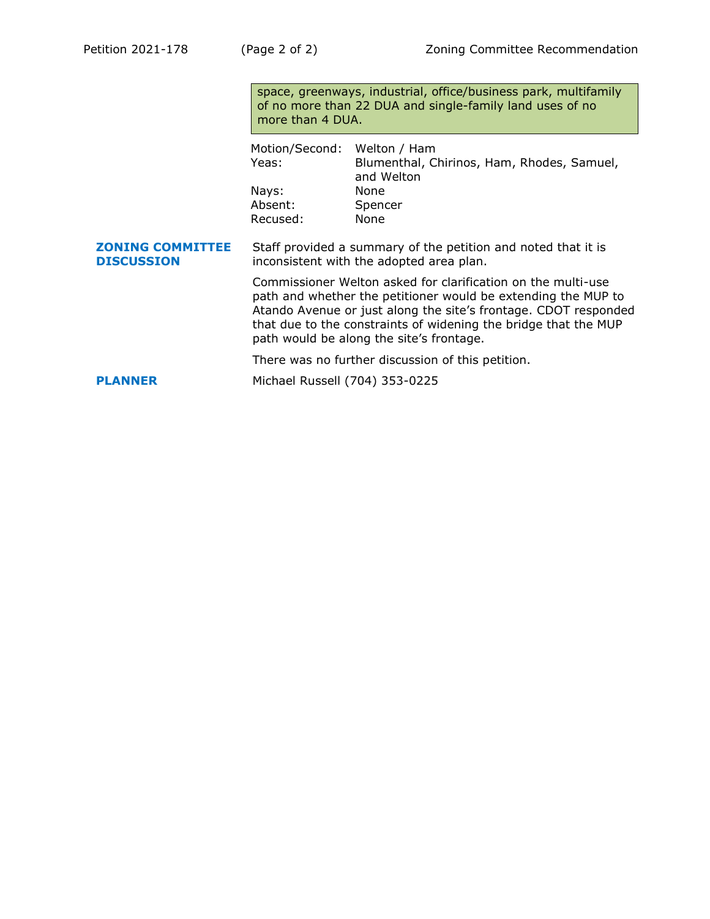space, greenways, industrial, office/business park, multifamily of no more than 22 DUA and single-family land uses of no more than 4 DUA.

| | |
|---|---|
| Motion/Second: | Welton / Ham |
| Yeas: | Blumenthal, Chirinos, Ham, Rhodes, Samuel, and Welton |
| Nays: | None |
| Absent: | Spencer |
| Recused: | None |

**ZONING COMMITTEE DISCUSSION**

Staff provided a summary of the petition and noted that it is inconsistent with the adopted area plan.

Commissioner Welton asked for clarification on the multi-use path and whether the petitioner would be extending the MUP to Atando Avenue or just along the site's frontage. CDOT responded that due to the constraints of widening the bridge that the MUP path would be along the site's frontage.

There was no further discussion of this petition.

**PLANNER**

Michael Russell (704) 353-0225